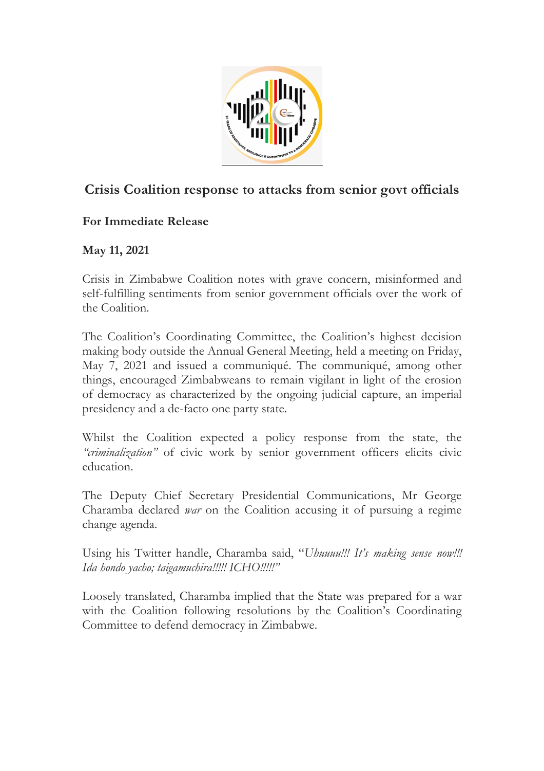# Crisis Coalition response to attacks from senior govt officials

**For Immediate Release**

**May 11, 2021**

Crisis in Zimbabwe Coalition notes with grave concern, misinformed and self-fulfilling sentiments from senior government officials over the work of the Coalition.

The Coalition's Coordinating Committee, the Coalition's highest decision making body outside the Annual General Meeting, held a meeting on Friday, May 7, 2021 and issued a communiqué. The communiqué, among other things, encouraged Zimbabweans to remain vigilant in light of the erosion of democracy as characterized by the ongoing judicial capture, an imperial presidency and a de-facto one party state.

Whilst the Coalition expected a policy response from the state, the *"criminalization"* of civic work by senior government officers elicits civic education.

The Deputy Chief Secretary Presidential Communications, Mr George Charamba declared *war* on the Coalition accusing it of pursuing a regime change agenda.

Using his Twitter handle, Charamba said, "*Uhuuuu!!! It's making sense now!!! Ida hondo yacho; taigamuchira!!!!! ICHO!!!!!*"

Loosely translated, Charamba implied that the State was prepared for a war with the Coalition following resolutions by the Coalition's Coordinating Committee to defend democracy in Zimbabwe.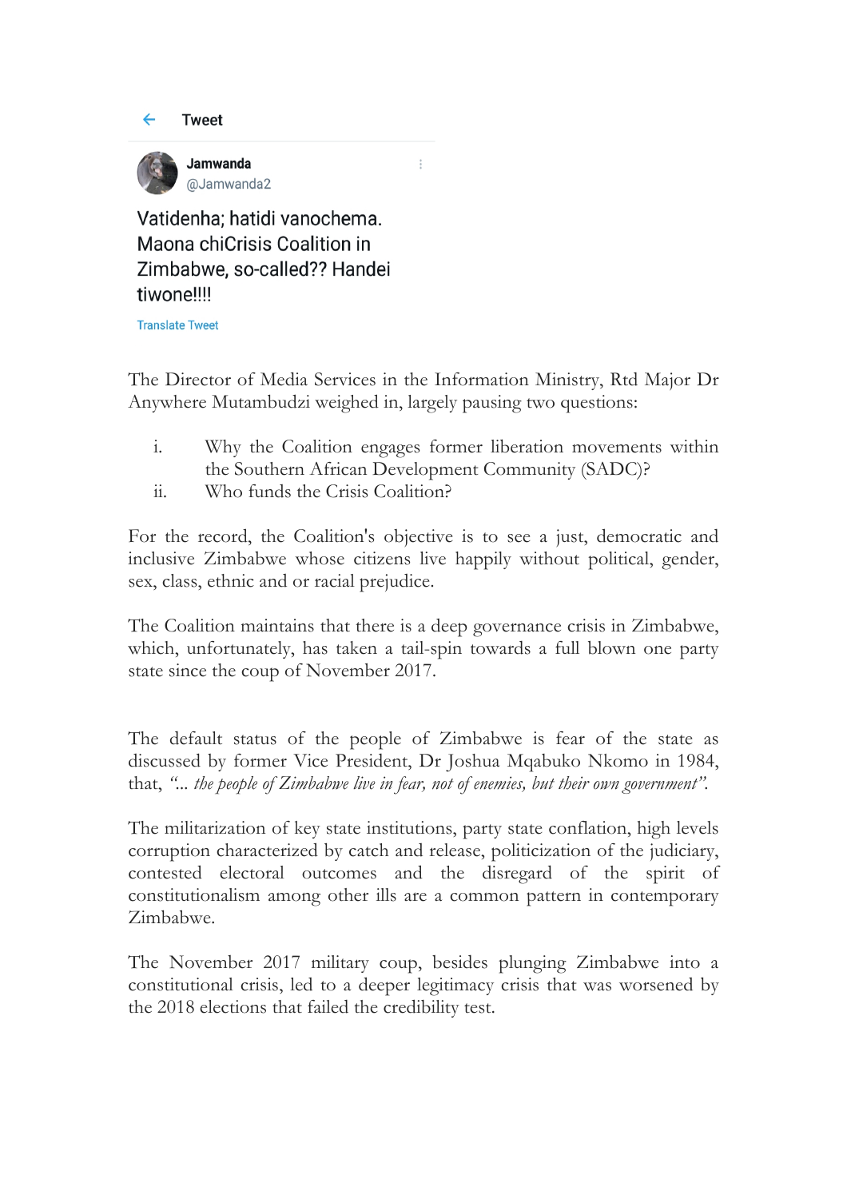Tweet

**Jamwanda**
@Jamwanda2

Vatidenha; hatidi vanochema. Maona chiCrisis Coalition in Zimbabwe, so-called?? Handei tiwone!!!!

Translate Tweet

The Director of Media Services in the Information Ministry, Rtd Major Dr Anywhere Mutambudzi weighed in, largely pausing two questions:

i. Why the Coalition engages former liberation movements within the Southern African Development Community (SADC)?
ii. Who funds the Crisis Coalition?

For the record, the Coalition's objective is to see a just, democratic and inclusive Zimbabwe whose citizens live happily without political, gender, sex, class, ethnic and or racial prejudice.

The Coalition maintains that there is a deep governance crisis in Zimbabwe, which, unfortunately, has taken a tail-spin towards a full blown one party state since the coup of November 2017.

The default status of the people of Zimbabwe is fear of the state as discussed by former Vice President, Dr Joshua Mqabuko Nkomo in 1984, that, *"... the people of Zimbabwe live in fear, not of enemies, but their own government"*.

The militarization of key state institutions, party state conflation, high levels corruption characterized by catch and release, politicization of the judiciary, contested electoral outcomes and the disregard of the spirit of constitutionalism among other ills are a common pattern in contemporary Zimbabwe.

The November 2017 military coup, besides plunging Zimbabwe into a constitutional crisis, led to a deeper legitimacy crisis that was worsened by the 2018 elections that failed the credibility test.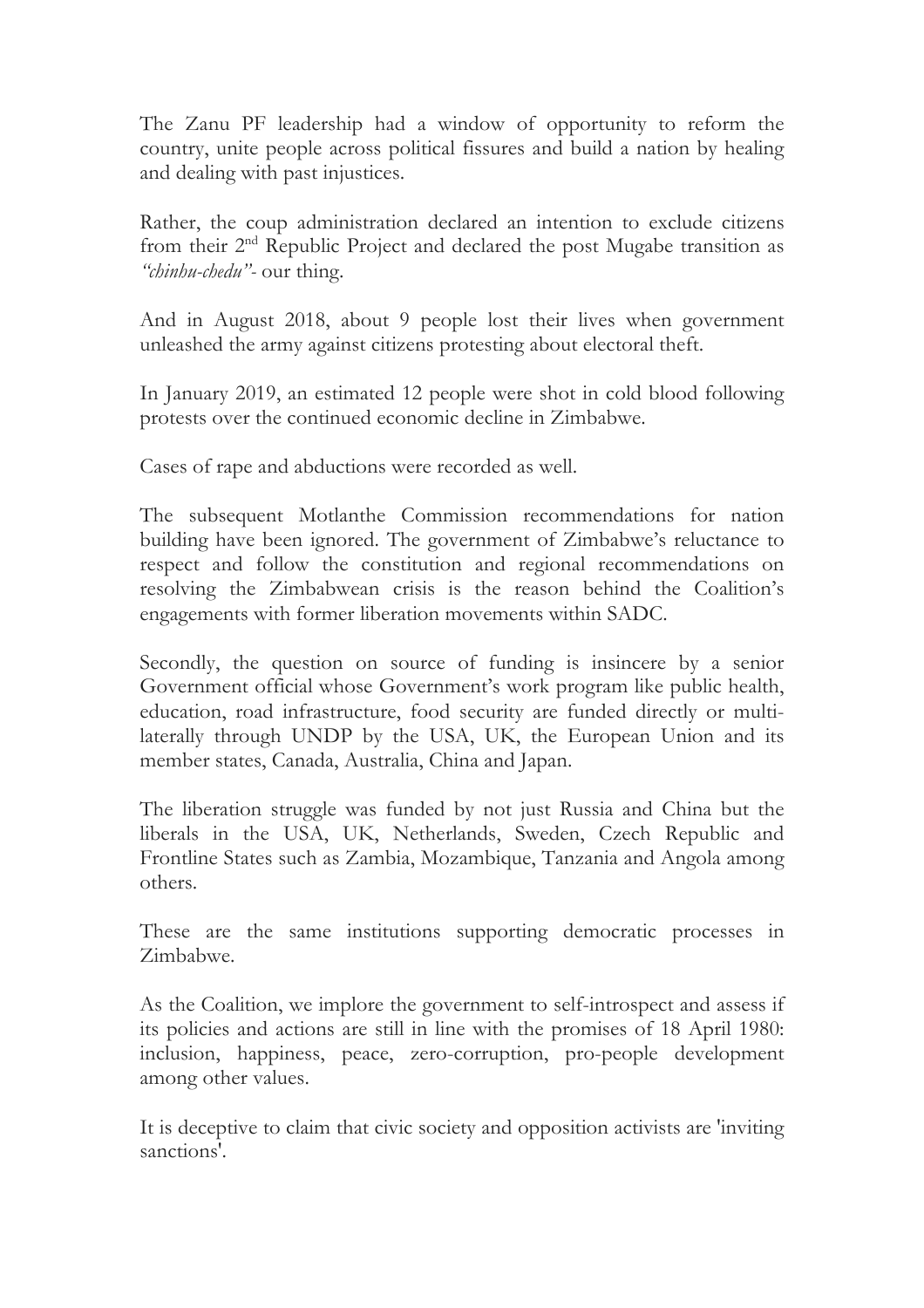The Zanu PF leadership had a window of opportunity to reform the country, unite people across political fissures and build a nation by healing and dealing with past injustices.

Rather, the coup administration declared an intention to exclude citizens from their 2nd Republic Project and declared the post Mugabe transition as *"chinhu-chedu"*- our thing.

And in August 2018, about 9 people lost their lives when government unleashed the army against citizens protesting about electoral theft.

In January 2019, an estimated 12 people were shot in cold blood following protests over the continued economic decline in Zimbabwe.

Cases of rape and abductions were recorded as well.

The subsequent Motlanthe Commission recommendations for nation building have been ignored. The government of Zimbabwe's reluctance to respect and follow the constitution and regional recommendations on resolving the Zimbabwean crisis is the reason behind the Coalition's engagements with former liberation movements within SADC.

Secondly, the question on source of funding is insincere by a senior Government official whose Government's work program like public health, education, road infrastructure, food security are funded directly or multi-laterally through UNDP by the USA, UK, the European Union and its member states, Canada, Australia, China and Japan.

The liberation struggle was funded by not just Russia and China but the liberals in the USA, UK, Netherlands, Sweden, Czech Republic and Frontline States such as Zambia, Mozambique, Tanzania and Angola among others.

These are the same institutions supporting democratic processes in Zimbabwe.

As the Coalition, we implore the government to self-introspect and assess if its policies and actions are still in line with the promises of 18 April 1980: inclusion, happiness, peace, zero-corruption, pro-people development among other values.

It is deceptive to claim that civic society and opposition activists are 'inviting sanctions'.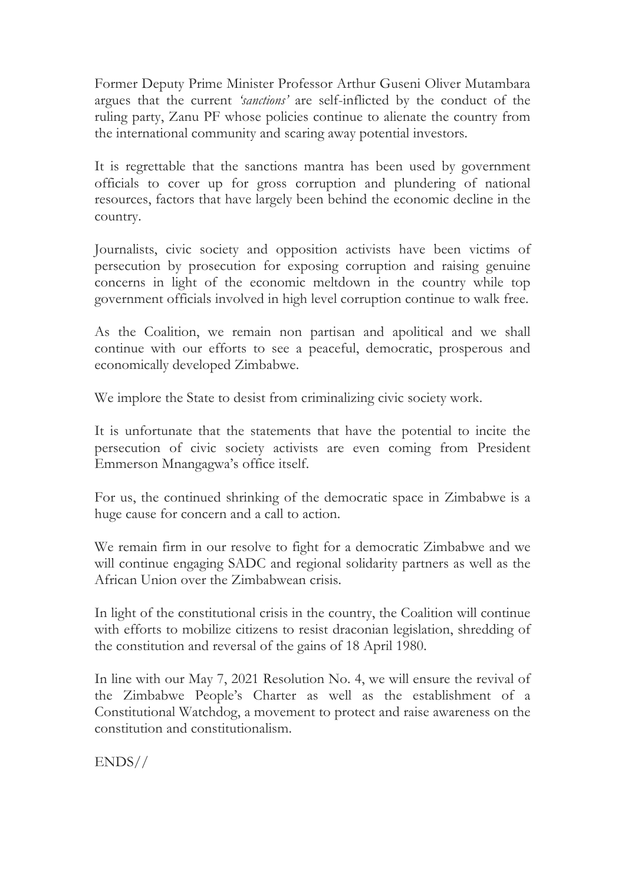Former Deputy Prime Minister Professor Arthur Guseni Oliver Mutambara argues that the current *'sanctions'* are self-inflicted by the conduct of the ruling party, Zanu PF whose policies continue to alienate the country from the international community and scaring away potential investors.

It is regrettable that the sanctions mantra has been used by government officials to cover up for gross corruption and plundering of national resources, factors that have largely been behind the economic decline in the country.

Journalists, civic society and opposition activists have been victims of persecution by prosecution for exposing corruption and raising genuine concerns in light of the economic meltdown in the country while top government officials involved in high level corruption continue to walk free.

As the Coalition, we remain non partisan and apolitical and we shall continue with our efforts to see a peaceful, democratic, prosperous and economically developed Zimbabwe.

We implore the State to desist from criminalizing civic society work.

It is unfortunate that the statements that have the potential to incite the persecution of civic society activists are even coming from President Emmerson Mnangagwa's office itself.

For us, the continued shrinking of the democratic space in Zimbabwe is a huge cause for concern and a call to action.

We remain firm in our resolve to fight for a democratic Zimbabwe and we will continue engaging SADC and regional solidarity partners as well as the African Union over the Zimbabwean crisis.

In light of the constitutional crisis in the country, the Coalition will continue with efforts to mobilize citizens to resist draconian legislation, shredding of the constitution and reversal of the gains of 18 April 1980.

In line with our May 7, 2021 Resolution No. 4, we will ensure the revival of the Zimbabwe People's Charter as well as the establishment of a Constitutional Watchdog, a movement to protect and raise awareness on the constitution and constitutionalism.

ENDS//